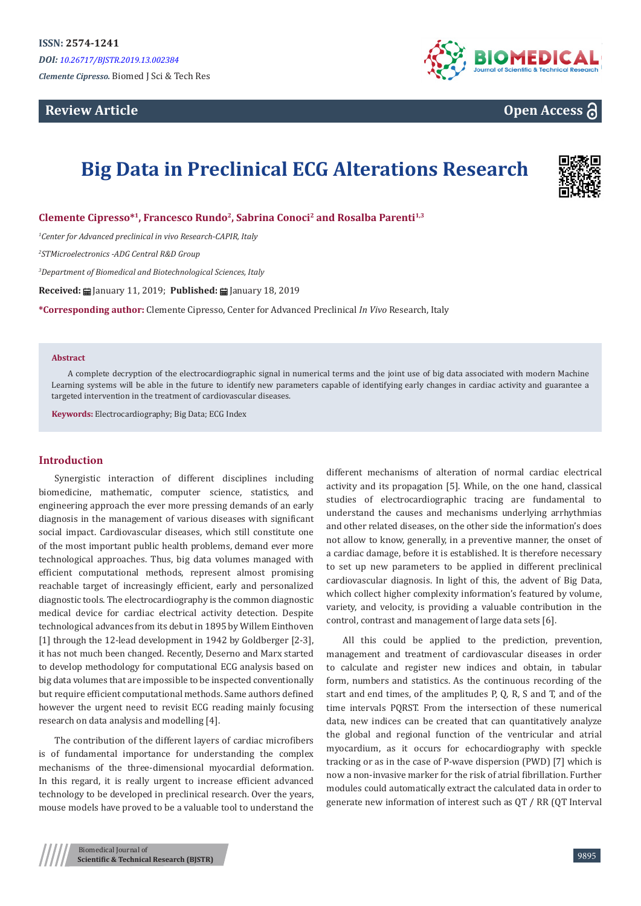ISSN: 2574-1241

*DOI: 10.26717/BJSTR.2019.13.002384*

*Clemente Cipresso.* Biomed J Sci & Tech Res

**Review Article** **Open Access**

# Big Data in Preclinical ECG Alterations Research

**Clemente Cipresso*[1], Francesco Rundo[2], Sabrina Conoci[2] and Rosalba Parenti[1,3]**

*[1]Center for Advanced preclinical in vivo Research-CAPIR, Italy*

*[2]STMicroelectronics -ADG Central R&D Group*

*[3]Department of Biomedical and Biotechnological Sciences, Italy*

**Received:** January 11, 2019; **Published:** January 18, 2019

***Corresponding author:** Clemente Cipresso, Center for Advanced Preclinical *In Vivo* Research, Italy

**Abstract**

A complete decryption of the electrocardiographic signal in numerical terms and the joint use of big data associated with modern Machine Learning systems will be able in the future to identify new parameters capable of identifying early changes in cardiac activity and guarantee a targeted intervention in the treatment of cardiovascular diseases.

**Keywords:** Electrocardiography; Big Data; ECG Index

## Introduction

Synergistic interaction of different disciplines including biomedicine, mathematic, computer science, statistics, and engineering approach the ever more pressing demands of an early diagnosis in the management of various diseases with significant social impact. Cardiovascular diseases, which still constitute one of the most important public health problems, demand ever more technological approaches. Thus, big data volumes managed with efficient computational methods, represent almost promising reachable target of increasingly efficient, early and personalized diagnostic tools. The electrocardiography is the common diagnostic medical device for cardiac electrical activity detection. Despite technological advances from its debut in 1895 by Willem Einthoven [1] through the 12-lead development in 1942 by Goldberger [2-3], it has not much been changed. Recently, Deserno and Marx started to develop methodology for computational ECG analysis based on big data volumes that are impossible to be inspected conventionally but require efficient computational methods. Same authors defined however the urgent need to revisit ECG reading mainly focusing research on data analysis and modelling [4].

The contribution of the different layers of cardiac microfibers is of fundamental importance for understanding the complex mechanisms of the three-dimensional myocardial deformation. In this regard, it is really urgent to increase efficient advanced technology to be developed in preclinical research. Over the years, mouse models have proved to be a valuable tool to understand the different mechanisms of alteration of normal cardiac electrical activity and its propagation [5]. While, on the one hand, classical studies of electrocardiographic tracing are fundamental to understand the causes and mechanisms underlying arrhythmias and other related diseases, on the other side the information's does not allow to know, generally, in a preventive manner, the onset of a cardiac damage, before it is established. It is therefore necessary to set up new parameters to be applied in different preclinical cardiovascular diagnosis. In light of this, the advent of Big Data, which collect higher complexity information's featured by volume, variety, and velocity, is providing a valuable contribution in the control, contrast and management of large data sets [6].

All this could be applied to the prediction, prevention, management and treatment of cardiovascular diseases in order to calculate and register new indices and obtain, in tabular form, numbers and statistics. As the continuous recording of the start and end times, of the amplitudes P, Q, R, S and T, and of the time intervals PQRST. From the intersection of these numerical data, new indices can be created that can quantitatively analyze the global and regional function of the ventricular and atrial myocardium, as it occurs for echocardiography with speckle tracking or as in the case of P-wave dispersion (PWD) [7] which is now a non-invasive marker for the risk of atrial fibrillation. Further modules could automatically extract the calculated data in order to generate new information of interest such as QT / RR (QT Interval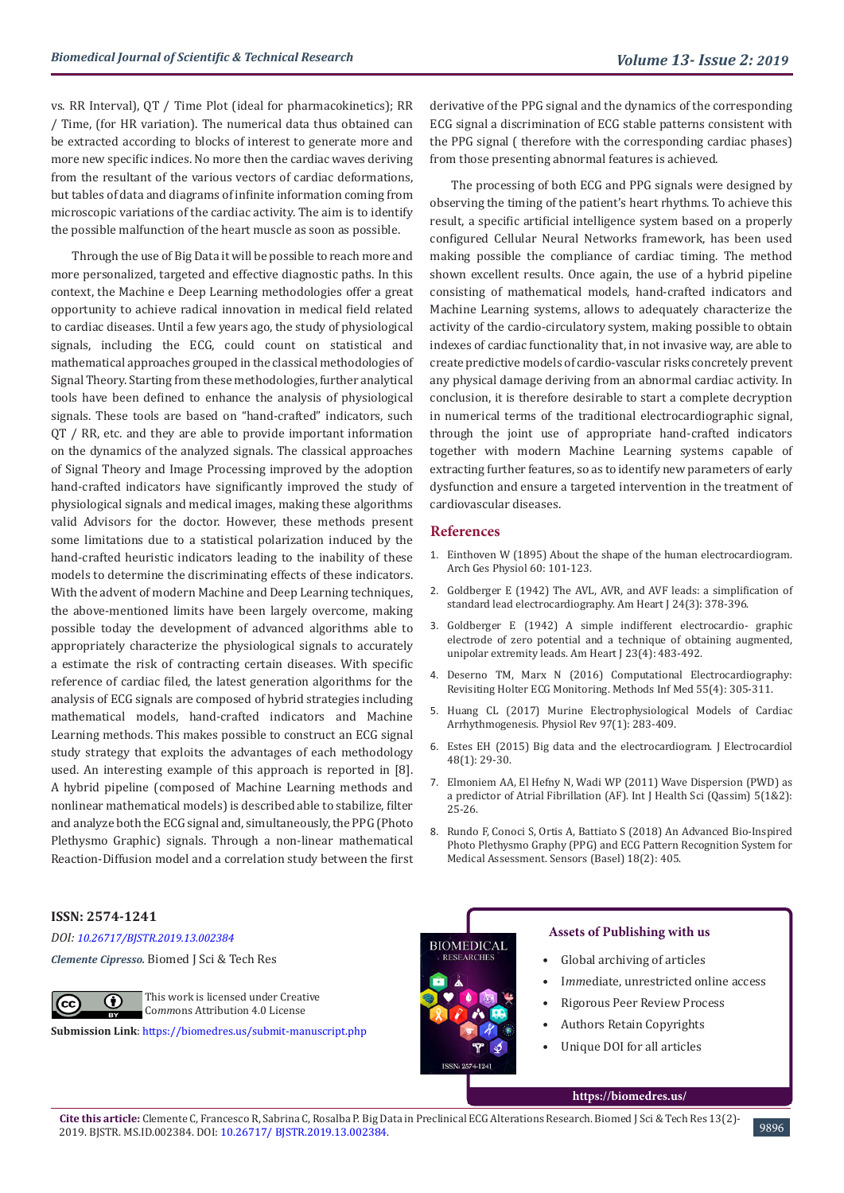vs. RR Interval), QT / Time Plot (ideal for pharmacokinetics); RR / Time, (for HR variation). The numerical data thus obtained can be extracted according to blocks of interest to generate more and more new specific indices. No more then the cardiac waves deriving from the resultant of the various vectors of cardiac deformations, but tables of data and diagrams of infinite information coming from microscopic variations of the cardiac activity. The aim is to identify the possible malfunction of the heart muscle as soon as possible.

Through the use of Big Data it will be possible to reach more and more personalized, targeted and effective diagnostic paths. In this context, the Machine e Deep Learning methodologies offer a great opportunity to achieve radical innovation in medical field related to cardiac diseases. Until a few years ago, the study of physiological signals, including the ECG, could count on statistical and mathematical approaches grouped in the classical methodologies of Signal Theory. Starting from these methodologies, further analytical tools have been defined to enhance the analysis of physiological signals. These tools are based on "hand-crafted" indicators, such QT / RR, etc. and they are able to provide important information on the dynamics of the analyzed signals. The classical approaches of Signal Theory and Image Processing improved by the adoption hand-crafted indicators have significantly improved the study of physiological signals and medical images, making these algorithms valid Advisors for the doctor. However, these methods present some limitations due to a statistical polarization induced by the hand-crafted heuristic indicators leading to the inability of these models to determine the discriminating effects of these indicators. With the advent of modern Machine and Deep Learning techniques, the above-mentioned limits have been largely overcome, making possible today the development of advanced algorithms able to appropriately characterize the physiological signals to accurately a estimate the risk of contracting certain diseases. With specific reference of cardiac filed, the latest generation algorithms for the analysis of ECG signals are composed of hybrid strategies including mathematical models, hand-crafted indicators and Machine Learning methods. This makes possible to construct an ECG signal study strategy that exploits the advantages of each methodology used. An interesting example of this approach is reported in [8]. A hybrid pipeline (composed of Machine Learning methods and nonlinear mathematical models) is described able to stabilize, filter and analyze both the ECG signal and, simultaneously, the PPG (Photo Plethysmo Graphic) signals. Through a non-linear mathematical Reaction-Diffusion model and a correlation study between the first derivative of the PPG signal and the dynamics of the corresponding ECG signal a discrimination of ECG stable patterns consistent with the PPG signal ( therefore with the corresponding cardiac phases) from those presenting abnormal features is achieved.

The processing of both ECG and PPG signals were designed by observing the timing of the patient's heart rhythms. To achieve this result, a specific artificial intelligence system based on a properly configured Cellular Neural Networks framework, has been used making possible the compliance of cardiac timing. The method shown excellent results. Once again, the use of a hybrid pipeline consisting of mathematical models, hand-crafted indicators and Machine Learning systems, allows to adequately characterize the activity of the cardio-circulatory system, making possible to obtain indexes of cardiac functionality that, in not invasive way, are able to create predictive models of cardio-vascular risks concretely prevent any physical damage deriving from an abnormal cardiac activity. In conclusion, it is therefore desirable to start a complete decryption in numerical terms of the traditional electrocardiographic signal, through the joint use of appropriate hand-crafted indicators together with modern Machine Learning systems capable of extracting further features, so as to identify new parameters of early dysfunction and ensure a targeted intervention in the treatment of cardiovascular diseases.

## References

1. Einthoven W (1895) About the shape of the human electrocardiogram. Arch Ges Physiol 60: 101-123.
2. Goldberger E (1942) The AVL, AVR, and AVF leads: a simplification of standard lead electrocardiography. Am Heart J 24(3): 378-396.
3. Goldberger E (1942) A simple indifferent electrocardio- graphic electrode of zero potential and a technique of obtaining augmented, unipolar extremity leads. Am Heart J 23(4): 483-492.
4. Deserno TM, Marx N (2016) Computational Electrocardiography: Revisiting Holter ECG Monitoring. Methods Inf Med 55(4): 305-311.
5. Huang CL (2017) Murine Electrophysiological Models of Cardiac Arrhythmogenesis. Physiol Rev 97(1): 283-409.
6. Estes EH (2015) Big data and the electrocardiogram. J Electrocardiol 48(1): 29-30.
7. Elmoniem AA, El Hefny N, Wadi WP (2011) Wave Dispersion (PWD) as a predictor of Atrial Fibrillation (AF). Int J Health Sci (Qassim) 5(1&2): 25-26.
8. Rundo F, Conoci S, Ortis A, Battiato S (2018) An Advanced Bio-Inspired Photo Plethysmo Graphy (PPG) and ECG Pattern Recognition System for Medical Assessment. Sensors (Basel) 18(2): 405.

**ISSN: 2574-1241**

*DOI: 10.26717/BJSTR.2019.13.002384*

*Clemente Cipresso.* Biomed J Sci & Tech Res

This work is licensed under Creative Commons Attribution 4.0 License

**Submission Link**: https://biomedres.us/submit-manuscript.php

**Assets of Publishing with us**

- Global archiving of articles
- Immediate, unrestricted online access
- Rigorous Peer Review Process
- Authors Retain Copyrights
- Unique DOI for all articles

https://biomedres.us/

**Cite this article:** Clemente C, Francesco R, Sabrina C, Rosalba P. Big Data in Preclinical ECG Alterations Research. Biomed J Sci & Tech Res 13(2)-2019. BJSTR. MS.ID.002384. DOI: 10.26717/ BJSTR.2019.13.002384.